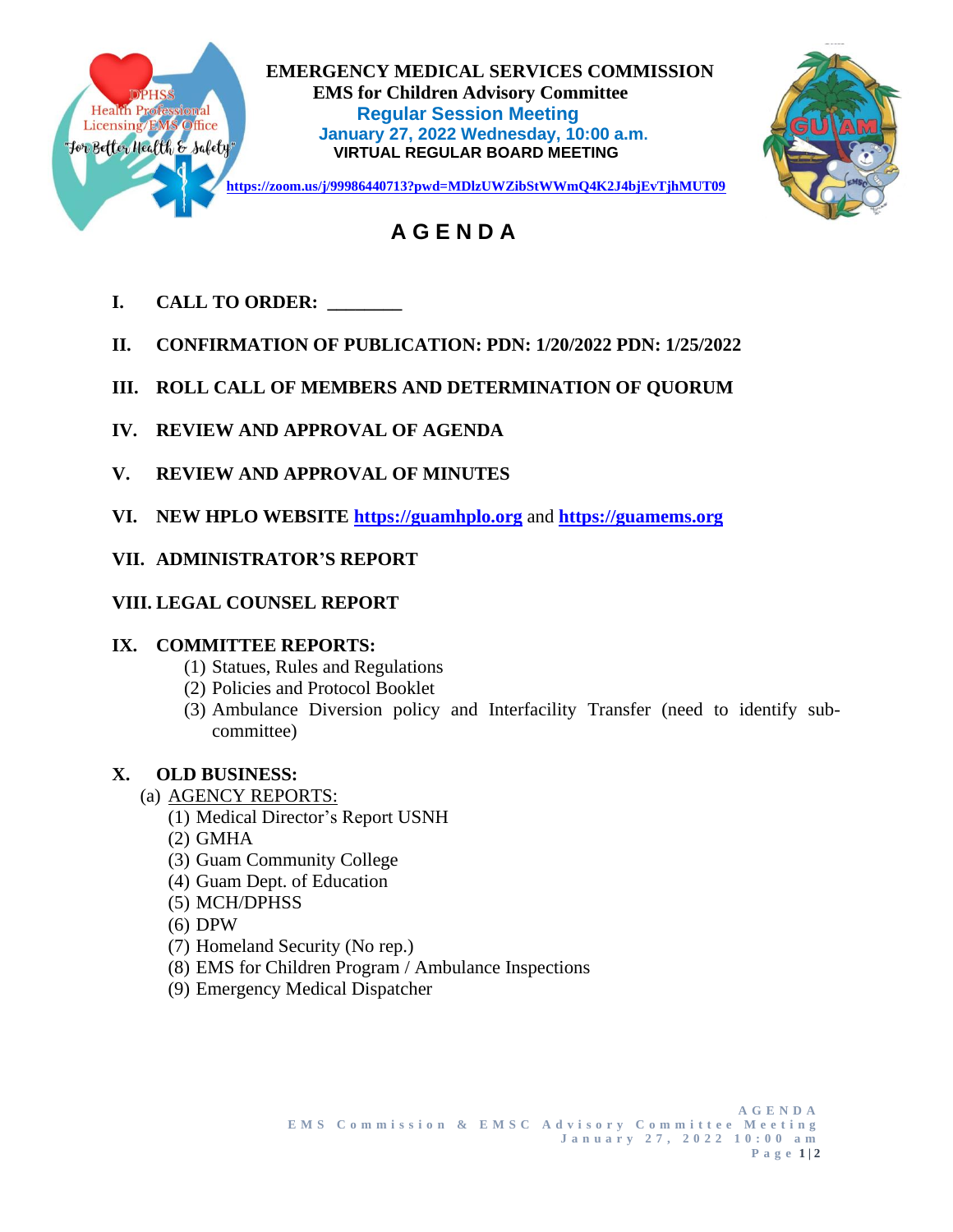**EMERGENCY MEDICAL SERVICES COMMISSION**
**EMS for Children Advisory Committee**
**Regular Session Meeting**
**January 27, 2022 Wednesday, 10:00 a.m.**
**VIRTUAL REGULAR BOARD MEETING**

DPHSS Health Professional Licensing/EMS Office "For Better Health & Safety"

https://zoom.us/j/99986440713?pwd=MDlzUWZibStWWmQ4K2J4bjEvTjhMUT09

# A G E N D A

**I. CALL TO ORDER: ________**

**II. CONFIRMATION OF PUBLICATION: PDN: 1/20/2022 PDN: 1/25/2022**

**III. ROLL CALL OF MEMBERS AND DETERMINATION OF QUORUM**

**IV. REVIEW AND APPROVAL OF AGENDA**

**V. REVIEW AND APPROVAL OF MINUTES**

**VI. NEW HPLO WEBSITE https://guamhplo.org and https://guamems.org**

**VII. ADMINISTRATOR'S REPORT**

**VIII. LEGAL COUNSEL REPORT**

**IX. COMMITTEE REPORTS:**

(1) Statues, Rules and Regulations
(2) Policies and Protocol Booklet
(3) Ambulance Diversion policy and Interfacility Transfer (need to identify sub-committee)

**X. OLD BUSINESS:**

(a) AGENCY REPORTS:

(1) Medical Director's Report USNH
(2) GMHA
(3) Guam Community College
(4) Guam Dept. of Education
(5) MCH/DPHSS
(6) DPW
(7) Homeland Security (No rep.)
(8) EMS for Children Program / Ambulance Inspections
(9) Emergency Medical Dispatcher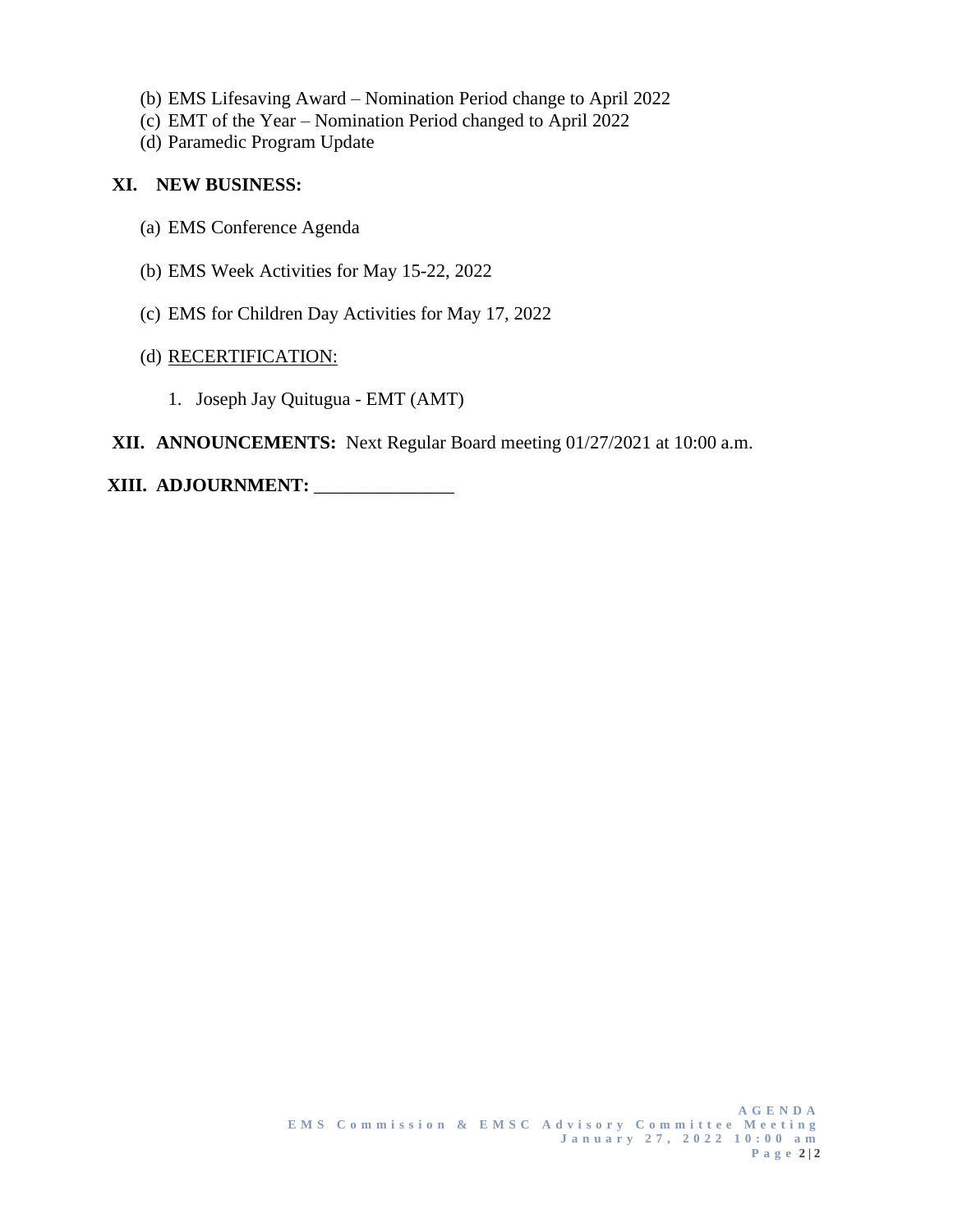(b) EMS Lifesaving Award – Nomination Period change to April 2022
(c) EMT of the Year – Nomination Period changed to April 2022
(d) Paramedic Program Update

## XI. NEW BUSINESS:

(a) EMS Conference Agenda

(b) EMS Week Activities for May 15-22, 2022

(c) EMS for Children Day Activities for May 17, 2022

(d) RECERTIFICATION:

1. Joseph Jay Quitugua - EMT (AMT)

## XII. ANNOUNCEMENTS: Next Regular Board meeting 01/27/2021 at 10:00 a.m.

## XIII. ADJOURNMENT: _______________